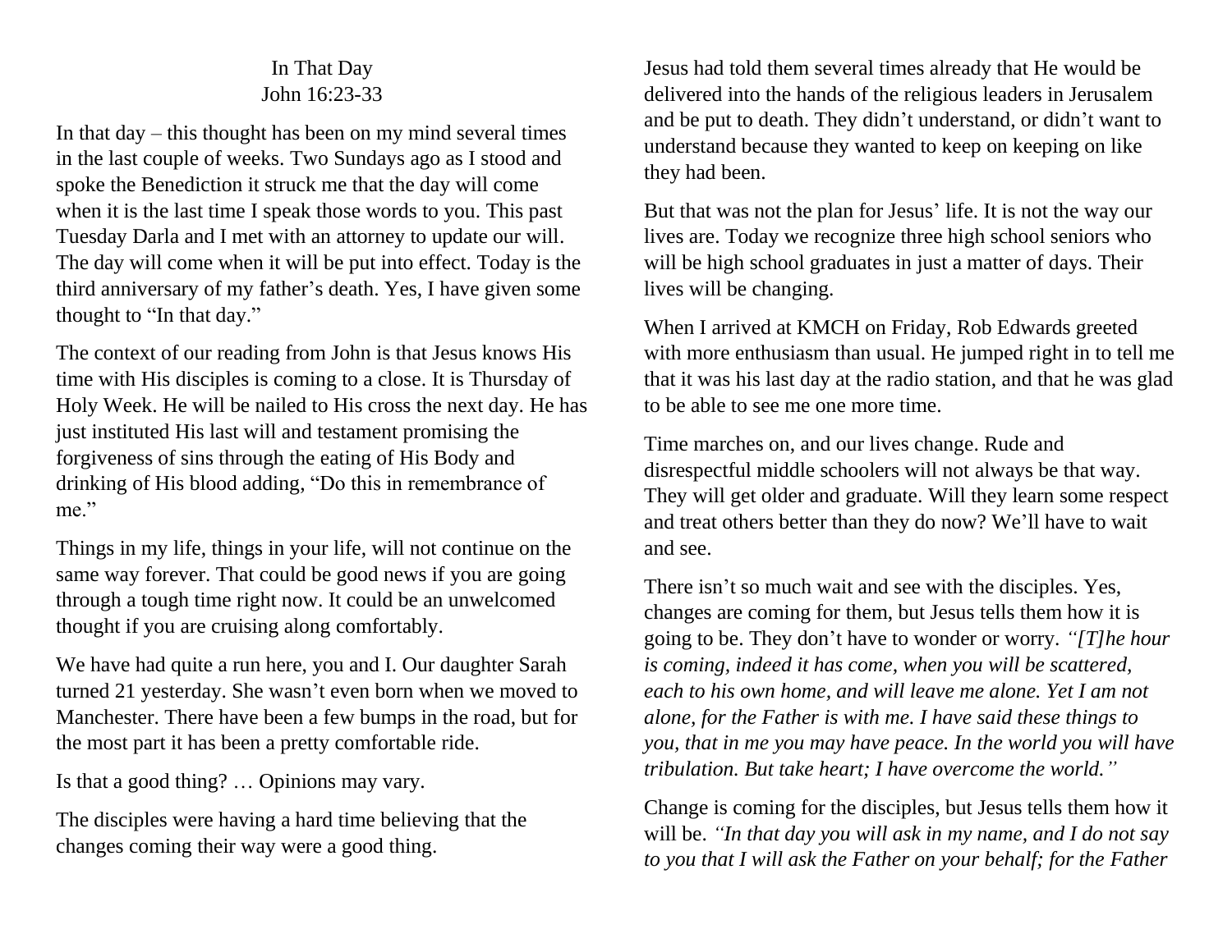# In That Day

## John 16:23-33

In that day – this thought has been on my mind several times in the last couple of weeks. Two Sundays ago as I stood and spoke the Benediction it struck me that the day will come when it is the last time I speak those words to you. This past Tuesday Darla and I met with an attorney to update our will. The day will come when it will be put into effect. Today is the third anniversary of my father's death. Yes, I have given some thought to "In that day."

The context of our reading from John is that Jesus knows His time with His disciples is coming to a close. It is Thursday of Holy Week. He will be nailed to His cross the next day. He has just instituted His last will and testament promising the forgiveness of sins through the eating of His Body and drinking of His blood adding, "Do this in remembrance of me."

Things in my life, things in your life, will not continue on the same way forever. That could be good news if you are going through a tough time right now. It could be an unwelcomed thought if you are cruising along comfortably.

We have had quite a run here, you and I. Our daughter Sarah turned 21 yesterday. She wasn't even born when we moved to Manchester. There have been a few bumps in the road, but for the most part it has been a pretty comfortable ride.

Is that a good thing? … Opinions may vary.

The disciples were having a hard time believing that the changes coming their way were a good thing.

Jesus had told them several times already that He would be delivered into the hands of the religious leaders in Jerusalem and be put to death. They didn't understand, or didn't want to understand because they wanted to keep on keeping on like they had been.

But that was not the plan for Jesus' life. It is not the way our lives are. Today we recognize three high school seniors who will be high school graduates in just a matter of days. Their lives will be changing.

When I arrived at KMCH on Friday, Rob Edwards greeted with more enthusiasm than usual. He jumped right in to tell me that it was his last day at the radio station, and that he was glad to be able to see me one more time.

Time marches on, and our lives change. Rude and disrespectful middle schoolers will not always be that way. They will get older and graduate. Will they learn some respect and treat others better than they do now? We'll have to wait and see.

There isn't so much wait and see with the disciples. Yes, changes are coming for them, but Jesus tells them how it is going to be. They don't have to wonder or worry. *"[T]he hour is coming, indeed it has come, when you will be scattered, each to his own home, and will leave me alone. Yet I am not alone, for the Father is with me. I have said these things to you, that in me you may have peace. In the world you will have tribulation. But take heart; I have overcome the world."*

Change is coming for the disciples, but Jesus tells them how it will be. *"In that day you will ask in my name, and I do not say to you that I will ask the Father on your behalf; for the Father*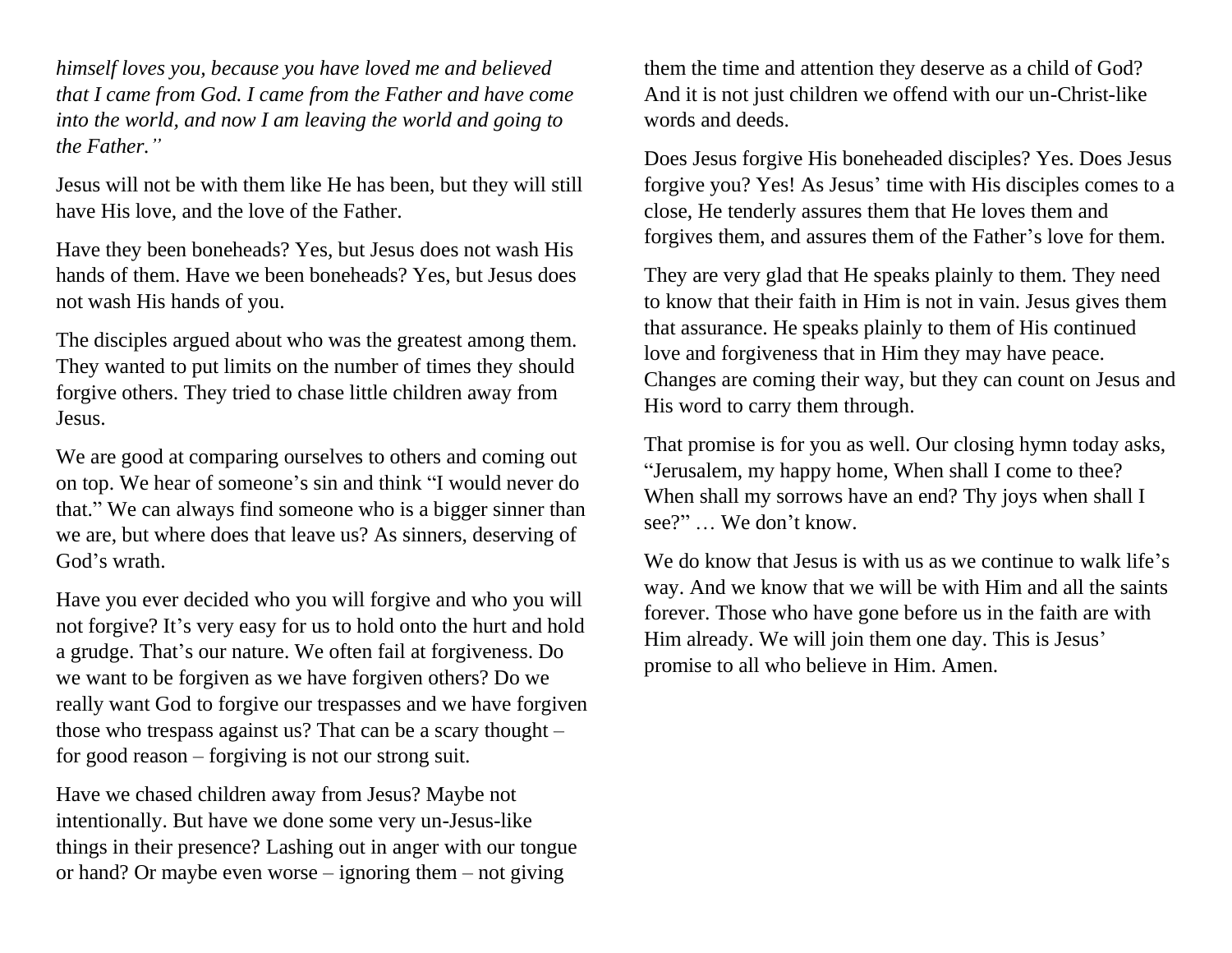*himself loves you, because you have loved me and believed that I came from God. I came from the Father and have come into the world, and now I am leaving the world and going to the Father."*

Jesus will not be with them like He has been, but they will still have His love, and the love of the Father.

Have they been boneheads? Yes, but Jesus does not wash His hands of them. Have we been boneheads? Yes, but Jesus does not wash His hands of you.

The disciples argued about who was the greatest among them. They wanted to put limits on the number of times they should forgive others. They tried to chase little children away from Jesus.

We are good at comparing ourselves to others and coming out on top. We hear of someone's sin and think "I would never do that." We can always find someone who is a bigger sinner than we are, but where does that leave us? As sinners, deserving of God's wrath.

Have you ever decided who you will forgive and who you will not forgive? It's very easy for us to hold onto the hurt and hold a grudge. That's our nature. We often fail at forgiveness. Do we want to be forgiven as we have forgiven others? Do we really want God to forgive our trespasses and we have forgiven those who trespass against us? That can be a scary thought – for good reason – forgiving is not our strong suit.

Have we chased children away from Jesus? Maybe not intentionally. But have we done some very un-Jesus-like things in their presence? Lashing out in anger with our tongue or hand? Or maybe even worse – ignoring them – not giving them the time and attention they deserve as a child of God? And it is not just children we offend with our un-Christ-like words and deeds.

Does Jesus forgive His boneheaded disciples? Yes. Does Jesus forgive you? Yes! As Jesus' time with His disciples comes to a close, He tenderly assures them that He loves them and forgives them, and assures them of the Father's love for them.

They are very glad that He speaks plainly to them. They need to know that their faith in Him is not in vain. Jesus gives them that assurance. He speaks plainly to them of His continued love and forgiveness that in Him they may have peace. Changes are coming their way, but they can count on Jesus and His word to carry them through.

That promise is for you as well. Our closing hymn today asks, "Jerusalem, my happy home, When shall I come to thee? When shall my sorrows have an end? Thy joys when shall I see?" … We don't know.

We do know that Jesus is with us as we continue to walk life's way. And we know that we will be with Him and all the saints forever. Those who have gone before us in the faith are with Him already. We will join them one day. This is Jesus' promise to all who believe in Him. Amen.